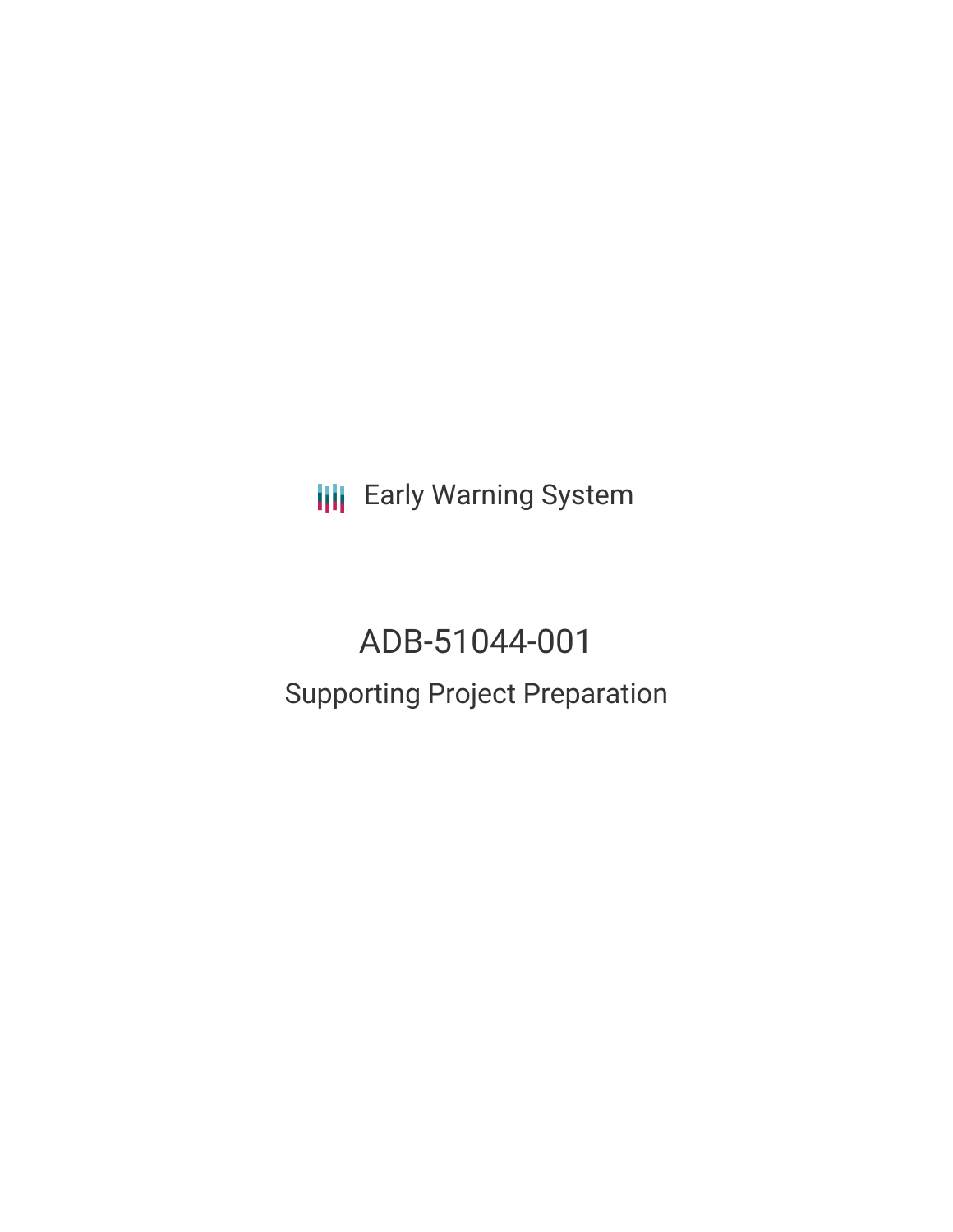Early Warning System

# ADB-51044-001

## Supporting Project Preparation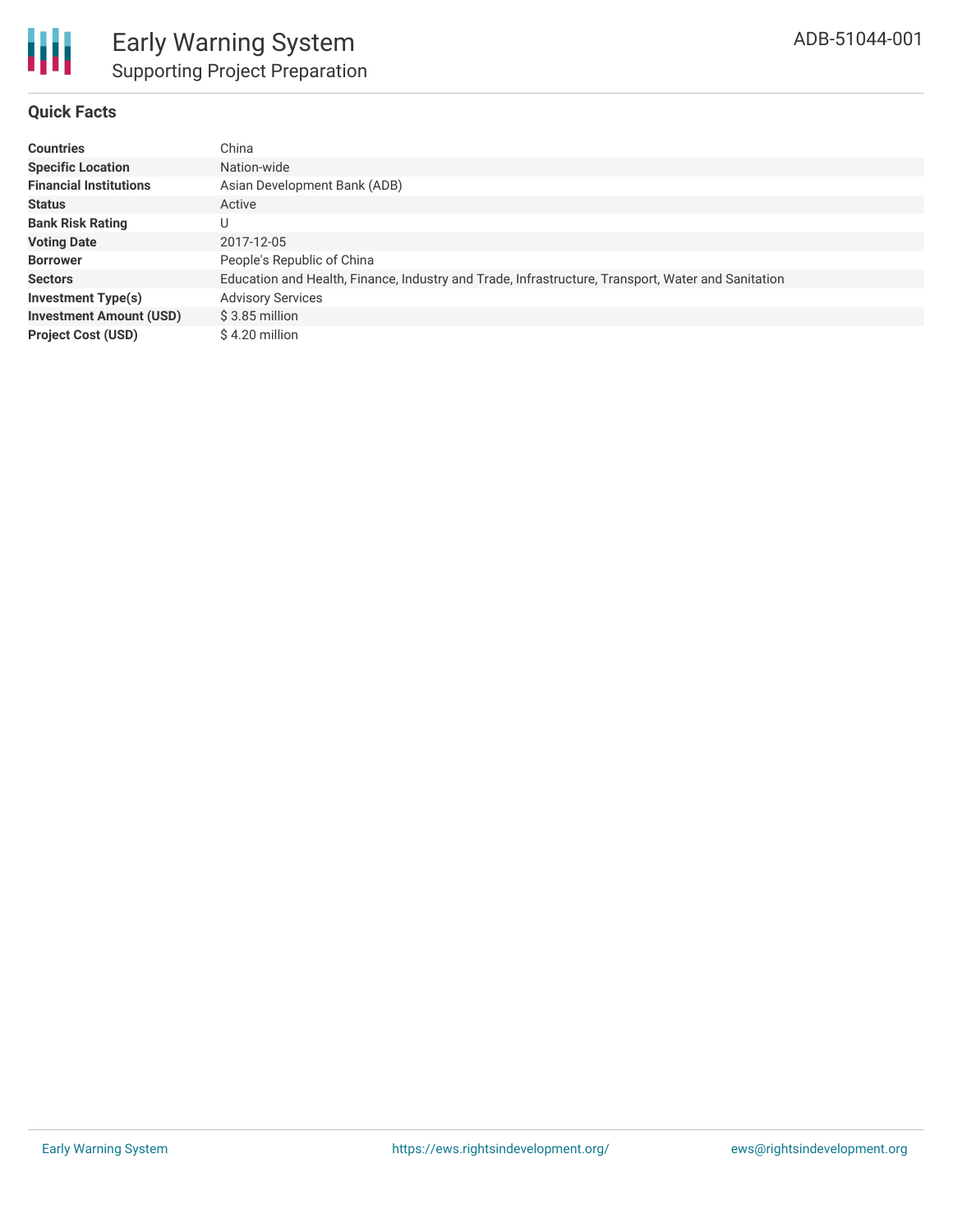# Early Warning System

## Supporting Project Preparation

ADB-51044-001

### Quick Facts

| | |
|---|---|
| **Countries** | China |
| **Specific Location** | Nation-wide |
| **Financial Institutions** | Asian Development Bank (ADB) |
| **Status** | Active |
| **Bank Risk Rating** | U |
| **Voting Date** | 2017-12-05 |
| **Borrower** | People's Republic of China |
| **Sectors** | Education and Health, Finance, Industry and Trade, Infrastructure, Transport, Water and Sanitation |
| **Investment Type(s)** | Advisory Services |
| **Investment Amount (USD)** | $ 3.85 million |
| **Project Cost (USD)** | $ 4.20 million |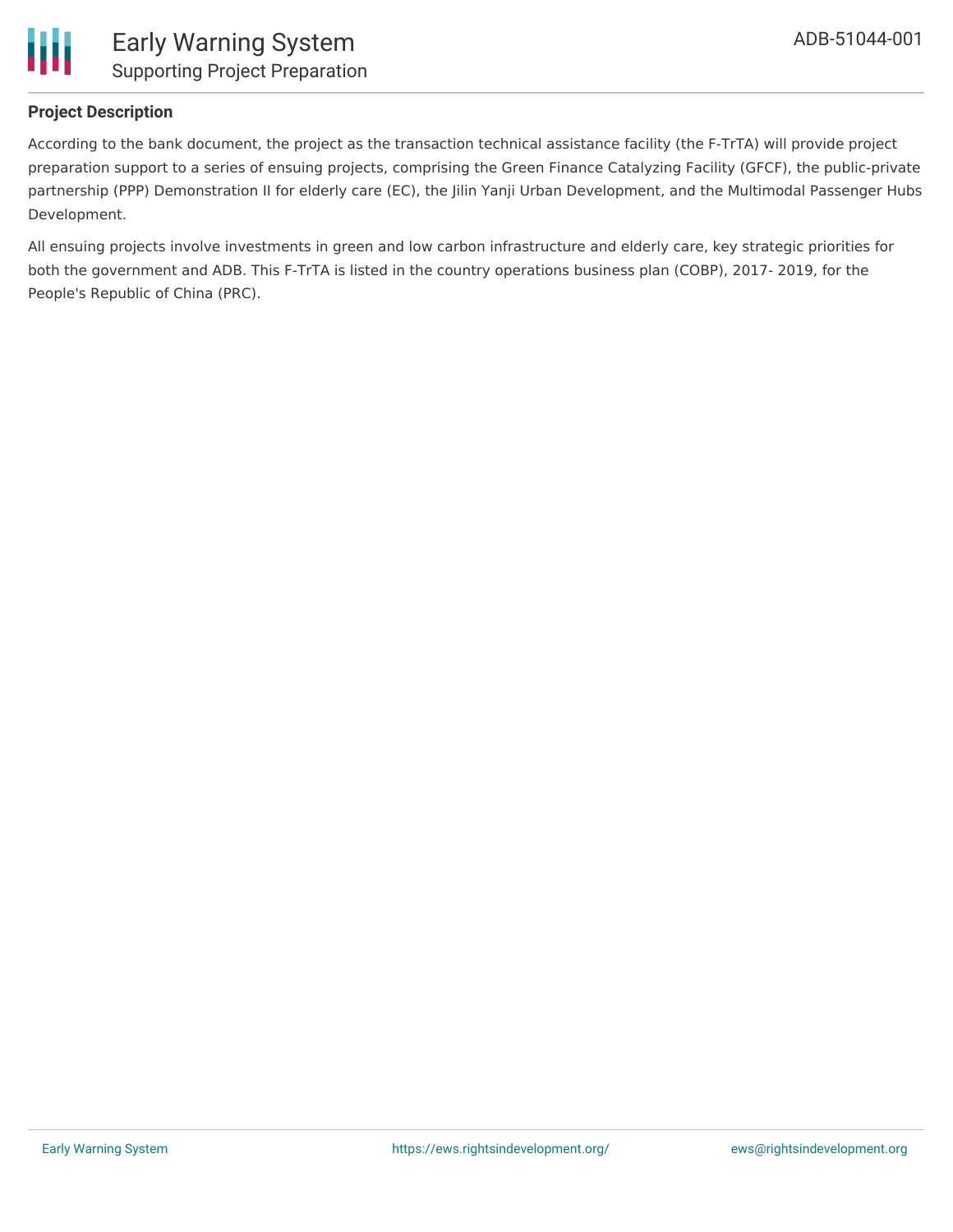## Project Description

According to the bank document, the project as the transaction technical assistance facility (the F-TrTA) will provide project preparation support to a series of ensuing projects, comprising the Green Finance Catalyzing Facility (GFCF), the public-private partnership (PPP) Demonstration II for elderly care (EC), the Jilin Yanji Urban Development, and the Multimodal Passenger Hubs Development.

All ensuing projects involve investments in green and low carbon infrastructure and elderly care, key strategic priorities for both the government and ADB. This F-TrTA is listed in the country operations business plan (COBP), 2017- 2019, for the People's Republic of China (PRC).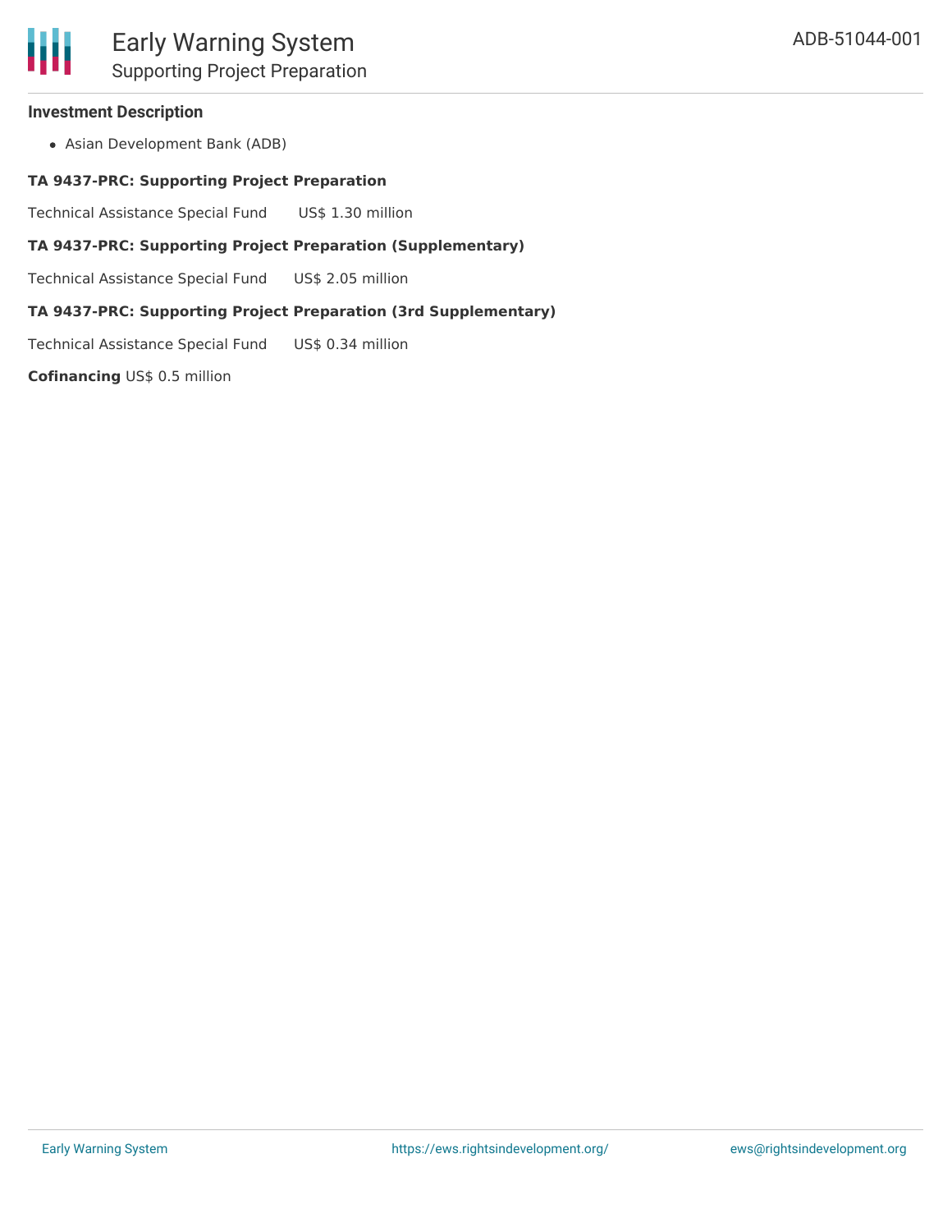### Investment Description

- Asian Development Bank (ADB)

**TA 9437-PRC: Supporting Project Preparation**

Technical Assistance Special Fund US$ 1.30 million

**TA 9437-PRC: Supporting Project Preparation (Supplementary)**

Technical Assistance Special Fund US$ 2.05 million

**TA 9437-PRC: Supporting Project Preparation (3rd Supplementary)**

Technical Assistance Special Fund US$ 0.34 million

**Cofinancing** US$ 0.5 million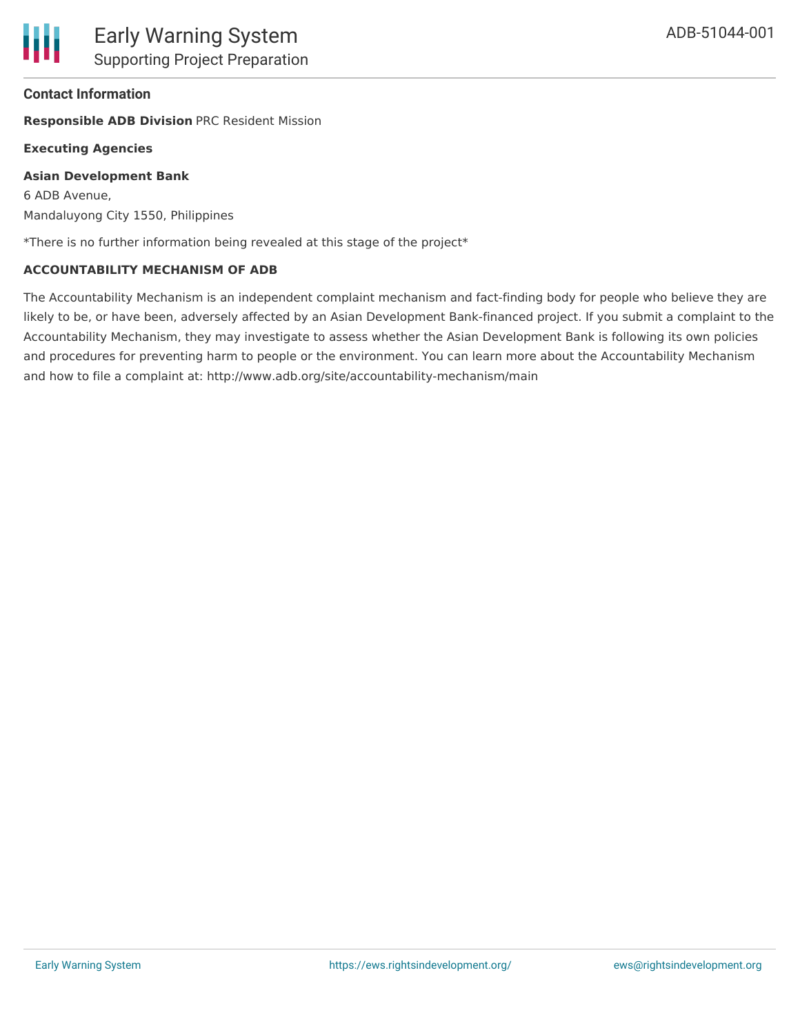### Contact Information

**Responsible ADB Division** PRC Resident Mission

**Executing Agencies**

**Asian Development Bank**
6 ADB Avenue,
Mandaluyong City 1550, Philippines

*There is no further information being revealed at this stage of the project*

**ACCOUNTABILITY MECHANISM OF ADB**

The Accountability Mechanism is an independent complaint mechanism and fact-finding body for people who believe they are likely to be, or have been, adversely affected by an Asian Development Bank-financed project. If you submit a complaint to the Accountability Mechanism, they may investigate to assess whether the Asian Development Bank is following its own policies and procedures for preventing harm to people or the environment. You can learn more about the Accountability Mechanism and how to file a complaint at: http://www.adb.org/site/accountability-mechanism/main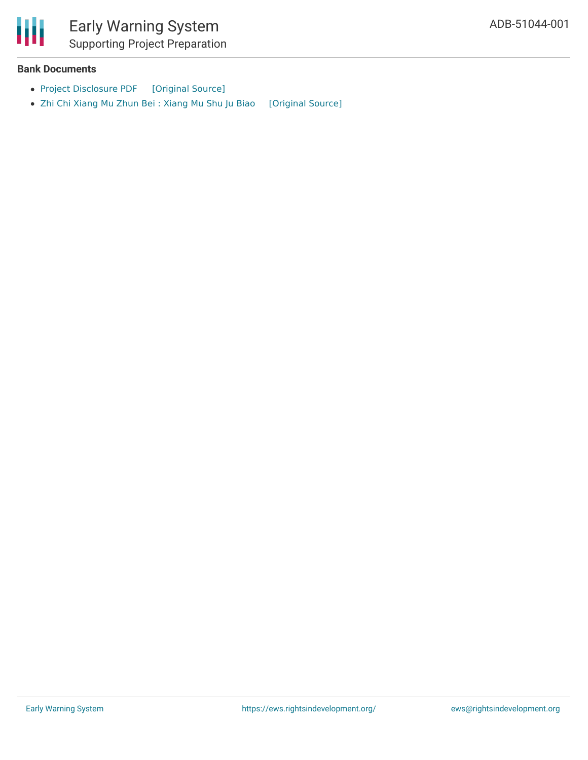**Bank Documents**

- Project Disclosure PDF [Original Source]
- Zhi Chi Xiang Mu Zhun Bei : Xiang Mu Shu Ju Biao [Original Source]